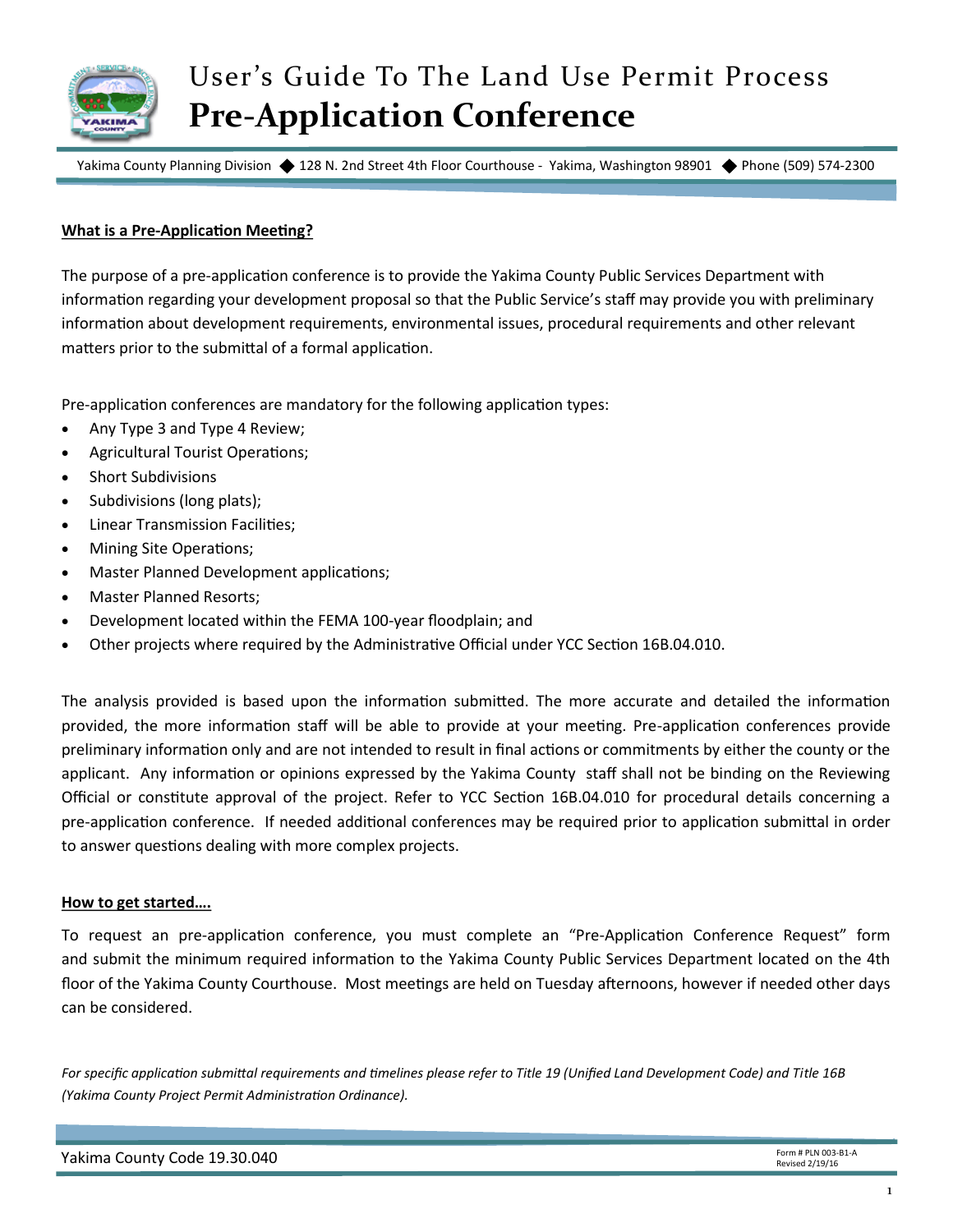# User's Guide To The Land Use Permit Process
# **Pre-Application Conference**

Yakima County Planning Division ◆ 128 N. 2nd Street 4th Floor Courthouse - Yakima, Washington 98901 ◆ Phone (509) 574-2300

**What is a Pre-Application Meeting?**

The purpose of a pre-application conference is to provide the Yakima County Public Services Department with information regarding your development proposal so that the Public Service's staff may provide you with preliminary information about development requirements, environmental issues, procedural requirements and other relevant matters prior to the submittal of a formal application.

Pre-application conferences are mandatory for the following application types:

- Any Type 3 and Type 4 Review;
- Agricultural Tourist Operations;
- Short Subdivisions
- Subdivisions (long plats);
- Linear Transmission Facilities;
- Mining Site Operations;
- Master Planned Development applications;
- Master Planned Resorts;
- Development located within the FEMA 100-year floodplain; and
- Other projects where required by the Administrative Official under YCC Section 16B.04.010.

The analysis provided is based upon the information submitted. The more accurate and detailed the information provided, the more information staff will be able to provide at your meeting. Pre-application conferences provide preliminary information only and are not intended to result in final actions or commitments by either the county or the applicant. Any information or opinions expressed by the Yakima County staff shall not be binding on the Reviewing Official or constitute approval of the project. Refer to YCC Section 16B.04.010 for procedural details concerning a pre-application conference. If needed additional conferences may be required prior to application submittal in order to answer questions dealing with more complex projects.

**How to get started….**

To request an pre-application conference, you must complete an "Pre-Application Conference Request" form and submit the minimum required information to the Yakima County Public Services Department located on the 4th floor of the Yakima County Courthouse. Most meetings are held on Tuesday afternoons, however if needed other days can be considered.

*For specific application submittal requirements and timelines please refer to Title 19 (Unified Land Development Code) and Title 16B (Yakima County Project Permit Administration Ordinance).*

Yakima County Code 19.30.040

Form # PLN 003-B1-A
Revised 2/19/16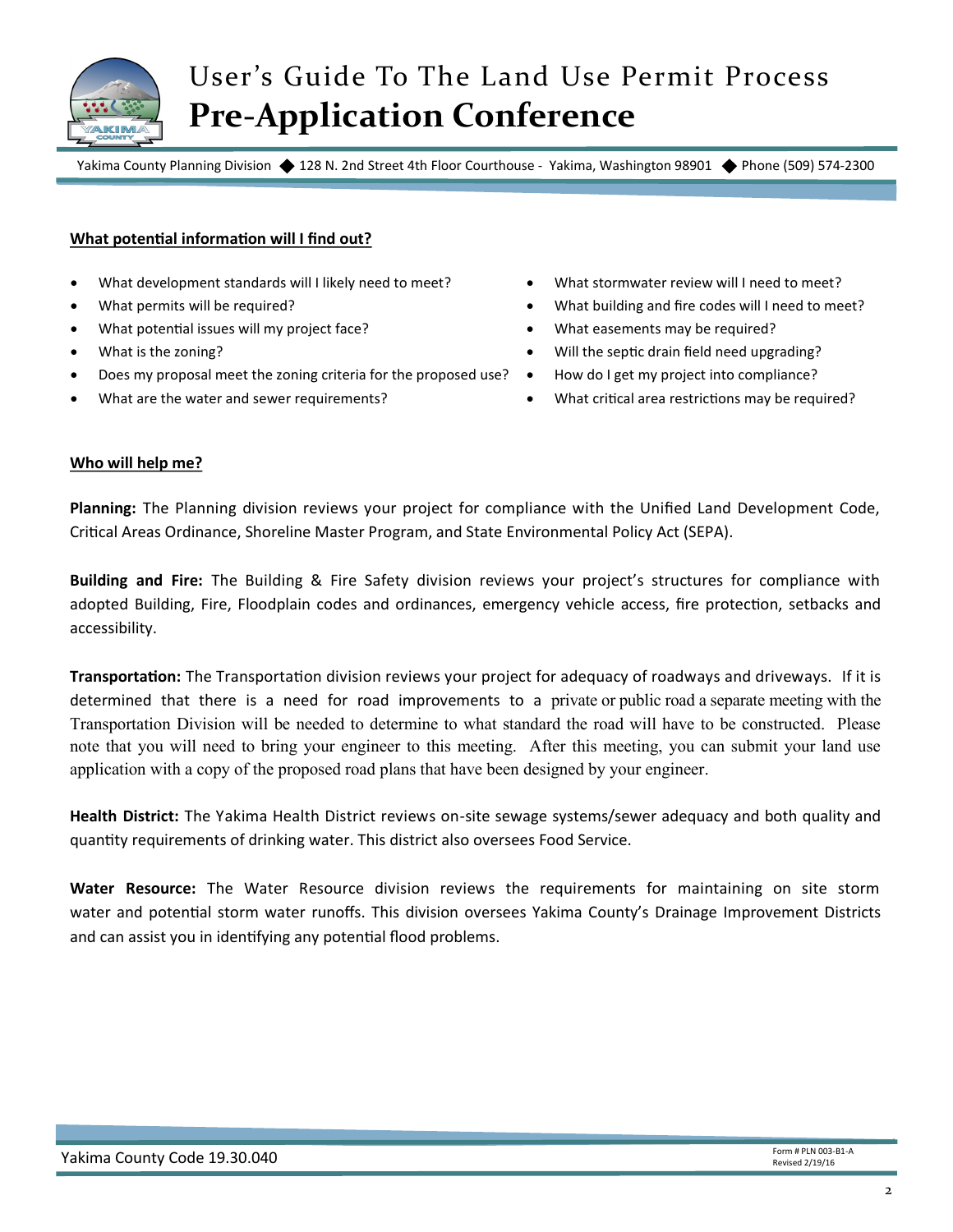# User's Guide To The Land Use Permit Process
## Pre-Application Conference

Yakima County Planning Division ◆ 128 N. 2nd Street 4th Floor Courthouse - Yakima, Washington 98901 ◆ Phone (509) 574-2300

**What potential information will I find out?**

- What development standards will I likely need to meet?
- What permits will be required?
- What potential issues will my project face?
- What is the zoning?
- Does my proposal meet the zoning criteria for the proposed use?
- What are the water and sewer requirements?
- What stormwater review will I need to meet?
- What building and fire codes will I need to meet?
- What easements may be required?
- Will the septic drain field need upgrading?
- How do I get my project into compliance?
- What critical area restrictions may be required?

**Who will help me?**

**Planning:** The Planning division reviews your project for compliance with the Unified Land Development Code, Critical Areas Ordinance, Shoreline Master Program, and State Environmental Policy Act (SEPA).

**Building and Fire:** The Building & Fire Safety division reviews your project's structures for compliance with adopted Building, Fire, Floodplain codes and ordinances, emergency vehicle access, fire protection, setbacks and accessibility.

**Transportation:** The Transportation division reviews your project for adequacy of roadways and driveways. If it is determined that there is a need for road improvements to a private or public road a separate meeting with the Transportation Division will be needed to determine to what standard the road will have to be constructed. Please note that you will need to bring your engineer to this meeting. After this meeting, you can submit your land use application with a copy of the proposed road plans that have been designed by your engineer.

**Health District:** The Yakima Health District reviews on-site sewage systems/sewer adequacy and both quality and quantity requirements of drinking water. This district also oversees Food Service.

**Water Resource:** The Water Resource division reviews the requirements for maintaining on site storm water and potential storm water runoffs. This division oversees Yakima County's Drainage Improvement Districts and can assist you in identifying any potential flood problems.

Yakima County Code 19.30.040

Form # PLN 003-B1-A
Revised 2/19/16